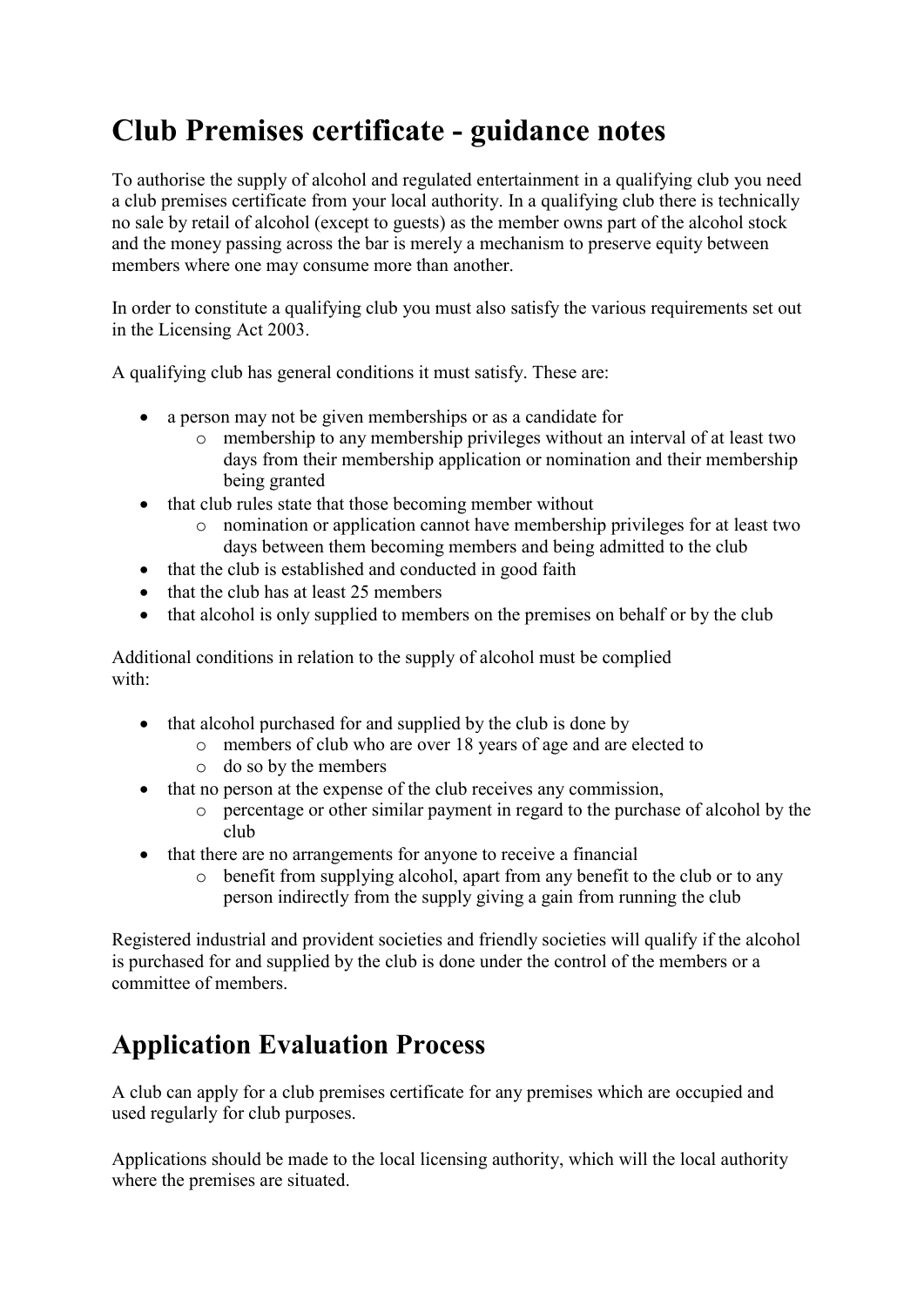# Club Premises certificate - guidance notes

To authorise the supply of alcohol and regulated entertainment in a qualifying club you need a club premises certificate from your local authority. In a qualifying club there is technically no sale by retail of alcohol (except to guests) as the member owns part of the alcohol stock and the money passing across the bar is merely a mechanism to preserve equity between members where one may consume more than another.

In order to constitute a qualifying club you must also satisfy the various requirements set out in the Licensing Act 2003.

A qualifying club has general conditions it must satisfy. These are:

- a person may not be given memberships or as a candidate for
  - membership to any membership privileges without an interval of at least two days from their membership application or nomination and their membership being granted
- that club rules state that those becoming member without
  - nomination or application cannot have membership privileges for at least two days between them becoming members and being admitted to the club
- that the club is established and conducted in good faith
- that the club has at least 25 members
- that alcohol is only supplied to members on the premises on behalf or by the club

Additional conditions in relation to the supply of alcohol must be complied with:

- that alcohol purchased for and supplied by the club is done by
  - members of club who are over 18 years of age and are elected to
  - do so by the members
- that no person at the expense of the club receives any commission,
  - percentage or other similar payment in regard to the purchase of alcohol by the club
- that there are no arrangements for anyone to receive a financial
  - benefit from supplying alcohol, apart from any benefit to the club or to any person indirectly from the supply giving a gain from running the club

Registered industrial and provident societies and friendly societies will qualify if the alcohol is purchased for and supplied by the club is done under the control of the members or a committee of members.

# Application Evaluation Process

A club can apply for a club premises certificate for any premises which are occupied and used regularly for club purposes.

Applications should be made to the local licensing authority, which will the local authority where the premises are situated.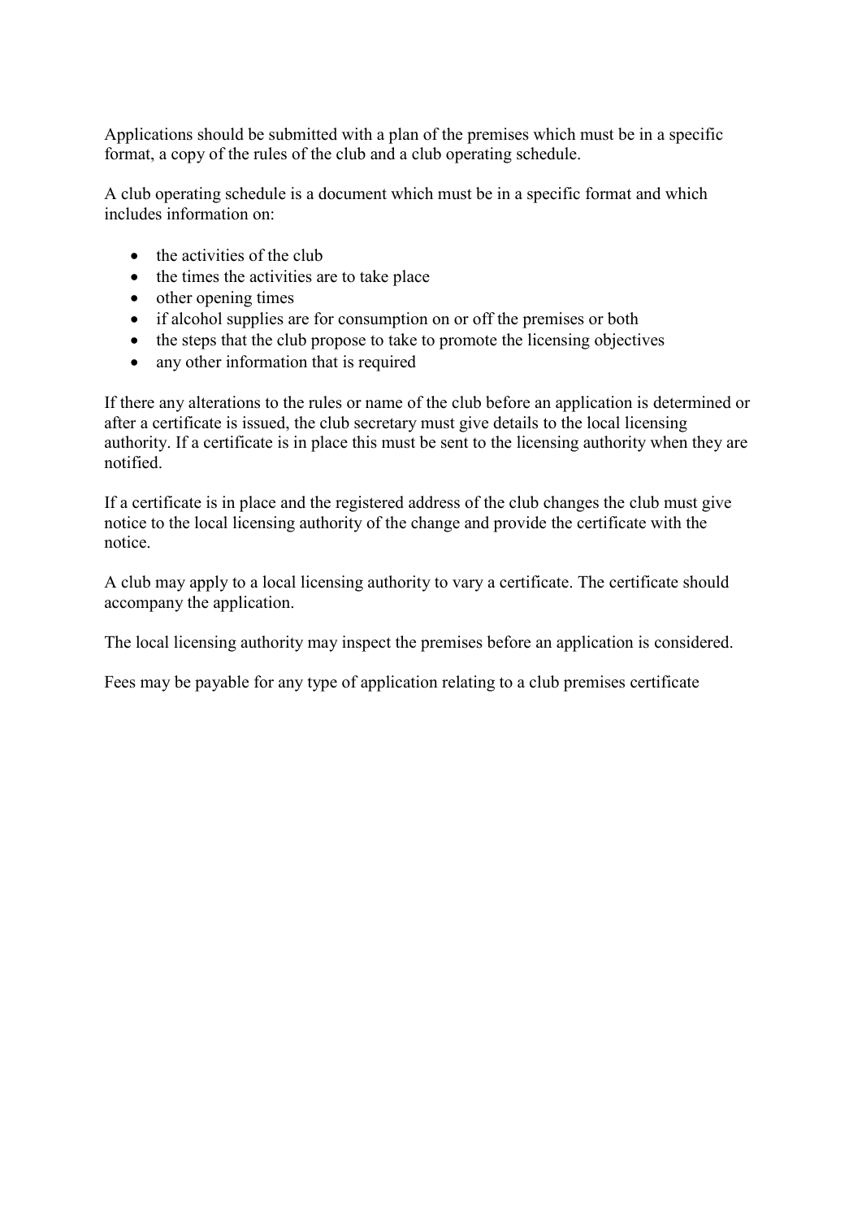Applications should be submitted with a plan of the premises which must be in a specific format, a copy of the rules of the club and a club operating schedule.

A club operating schedule is a document which must be in a specific format and which includes information on:

- the activities of the club
- the times the activities are to take place
- other opening times
- if alcohol supplies are for consumption on or off the premises or both
- the steps that the club propose to take to promote the licensing objectives
- any other information that is required

If there any alterations to the rules or name of the club before an application is determined or after a certificate is issued, the club secretary must give details to the local licensing authority. If a certificate is in place this must be sent to the licensing authority when they are notified.

If a certificate is in place and the registered address of the club changes the club must give notice to the local licensing authority of the change and provide the certificate with the notice.

A club may apply to a local licensing authority to vary a certificate. The certificate should accompany the application.

The local licensing authority may inspect the premises before an application is considered.

Fees may be payable for any type of application relating to a club premises certificate